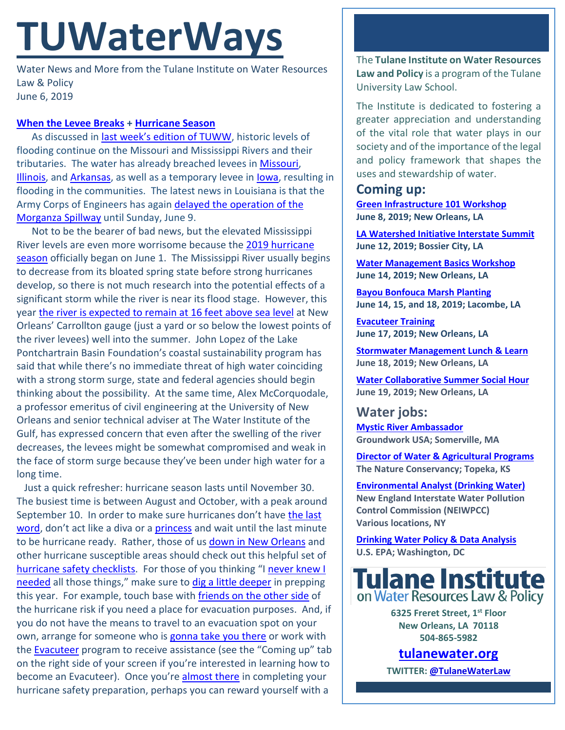# TUWaterWays

Water News and More from the Tulane Institute on Water Resources Law & Policy
June 6, 2019

**When the Levee Breaks + Hurricane Season**

As discussed in last week's edition of TUWW, historic levels of flooding continue on the Missouri and Mississippi Rivers and their tributaries. The water has already breached levees in Missouri, Illinois, and Arkansas, as well as a temporary levee in Iowa, resulting in flooding in the communities. The latest news in Louisiana is that the Army Corps of Engineers has again delayed the operation of the Morganza Spillway until Sunday, June 9.

Not to be the bearer of bad news, but the elevated Mississippi River levels are even more worrisome because the 2019 hurricane season officially began on June 1. The Mississippi River usually begins to decrease from its bloated spring state before strong hurricanes develop, so there is not much research into the potential effects of a significant storm while the river is near its flood stage. However, this year the river is expected to remain at 16 feet above sea level at New Orleans' Carrollton gauge (just a yard or so below the lowest points of the river levees) well into the summer. John Lopez of the Lake Pontchartrain Basin Foundation's coastal sustainability program has said that while there's no immediate threat of high water coinciding with a strong storm surge, state and federal agencies should begin thinking about the possibility. At the same time, Alex McCorquodale, a professor emeritus of civil engineering at the University of New Orleans and senior technical adviser at The Water Institute of the Gulf, has expressed concern that even after the swelling of the river decreases, the levees might be somewhat compromised and weak in the face of storm surge because they've been under high water for a long time.

Just a quick refresher: hurricane season lasts until November 30. The busiest time is between August and October, with a peak around September 10. In order to make sure hurricanes don't have the last word, don't act like a diva or a princess and wait until the last minute to be hurricane ready. Rather, those of us down in New Orleans and other hurricane susceptible areas should check out this helpful set of hurricane safety checklists. For those of you thinking "I never knew I needed all those things," make sure to dig a little deeper in prepping this year. For example, touch base with friends on the other side of the hurricane risk if you need a place for evacuation purposes. And, if you do not have the means to travel to an evacuation spot on your own, arrange for someone who is gonna take you there or work with the Evacuteer program to receive assistance (see the "Coming up" tab on the right side of your screen if you're interested in learning how to become an Evacuteer). Once you're almost there in completing your hurricane safety preparation, perhaps you can reward yourself with a

---

The **Tulane Institute on Water Resources Law and Policy** is a program of the Tulane University Law School.

The Institute is dedicated to fostering a greater appreciation and understanding of the vital role that water plays in our society and of the importance of the legal and policy framework that shapes the uses and stewardship of water.

## Coming up:

**Green Infrastructure 101 Workshop**
**June 8, 2019; New Orleans, LA**

**LA Watershed Initiative Interstate Summit**
**June 12, 2019; Bossier City, LA**

**Water Management Basics Workshop**
**June 14, 2019; New Orleans, LA**

**Bayou Bonfouca Marsh Planting**
**June 14, 15, and 18, 2019; Lacombe, LA**

**Evacuteer Training**
**June 17, 2019; New Orleans, LA**

**Stormwater Management Lunch & Learn**
**June 18, 2019; New Orleans, LA**

**Water Collaborative Summer Social Hour**
**June 19, 2019; New Orleans, LA**

## Water jobs:

**Mystic River Ambassador**
**Groundwork USA; Somerville, MA**

**Director of Water & Agricultural Programs**
**The Nature Conservancy; Topeka, KS**

**Environmental Analyst (Drinking Water)**
**New England Interstate Water Pollution Control Commission (NEIWPCC)**
**Various locations, NY**

**Drinking Water Policy & Data Analysis**
**U.S. EPA; Washington, DC**

**Tulane Institute on Water Resources Law & Policy**

**6325 Freret Street, 1st Floor**
**New Orleans, LA 70118**
**504-865-5982**

**tulanewater.org**

**TWITTER: @TulaneWaterLaw**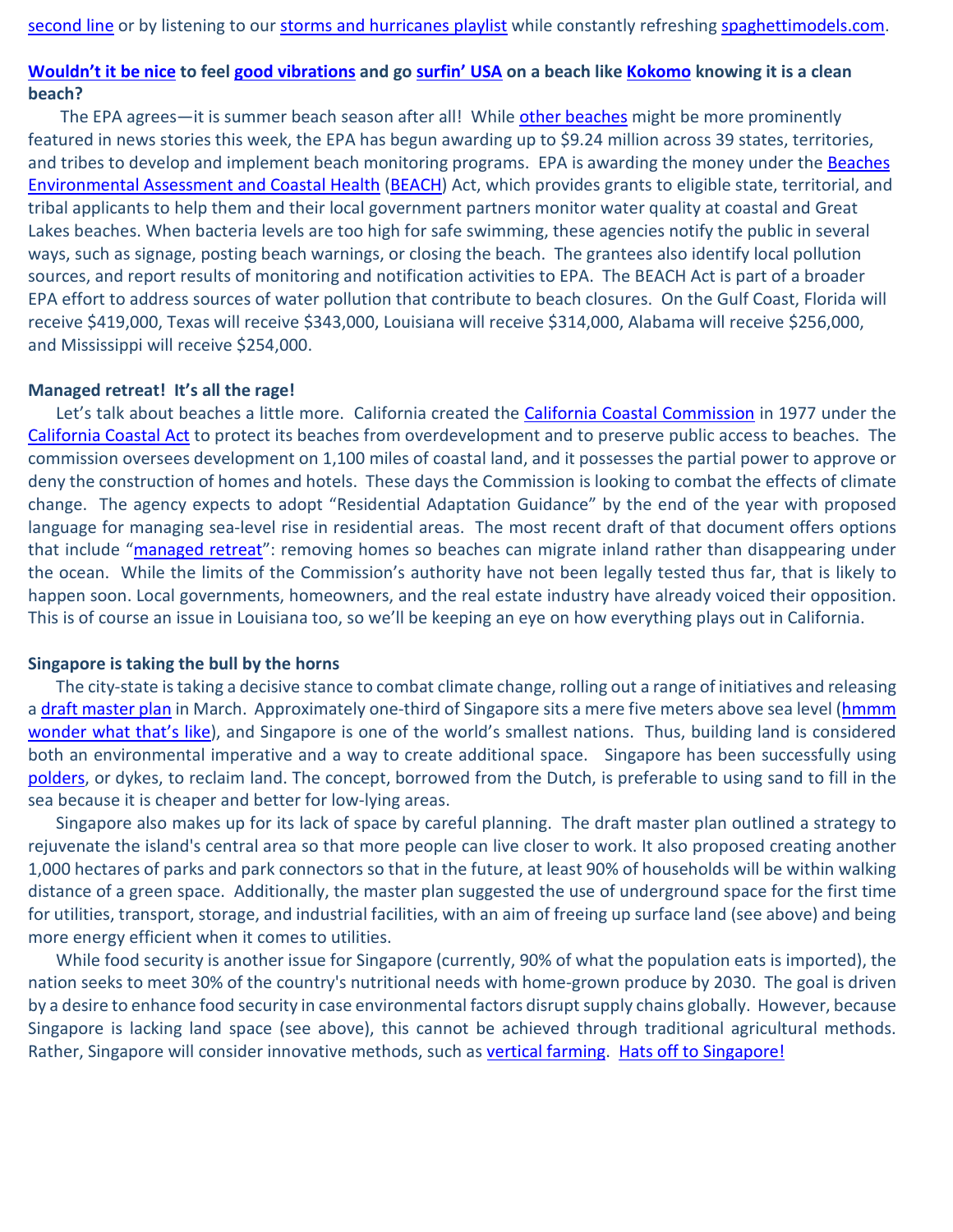second line or by listening to our storms and hurricanes playlist while constantly refreshing spaghettimodels.com.

**Wouldn't it be nice to feel good vibrations and go surfin' USA on a beach like Kokomo knowing it is a clean beach?**

The EPA agrees—it is summer beach season after all! While other beaches might be more prominently featured in news stories this week, the EPA has begun awarding up to $9.24 million across 39 states, territories, and tribes to develop and implement beach monitoring programs. EPA is awarding the money under the Beaches Environmental Assessment and Coastal Health (BEACH) Act, which provides grants to eligible state, territorial, and tribal applicants to help them and their local government partners monitor water quality at coastal and Great Lakes beaches. When bacteria levels are too high for safe swimming, these agencies notify the public in several ways, such as signage, posting beach warnings, or closing the beach. The grantees also identify local pollution sources, and report results of monitoring and notification activities to EPA. The BEACH Act is part of a broader EPA effort to address sources of water pollution that contribute to beach closures. On the Gulf Coast, Florida will receive $419,000, Texas will receive $343,000, Louisiana will receive $314,000, Alabama will receive $256,000, and Mississippi will receive $254,000.

**Managed retreat! It's all the rage!**

Let's talk about beaches a little more. California created the California Coastal Commission in 1977 under the California Coastal Act to protect its beaches from overdevelopment and to preserve public access to beaches. The commission oversees development on 1,100 miles of coastal land, and it possesses the partial power to approve or deny the construction of homes and hotels. These days the Commission is looking to combat the effects of climate change. The agency expects to adopt "Residential Adaptation Guidance" by the end of the year with proposed language for managing sea-level rise in residential areas. The most recent draft of that document offers options that include "managed retreat": removing homes so beaches can migrate inland rather than disappearing under the ocean. While the limits of the Commission's authority have not been legally tested thus far, that is likely to happen soon. Local governments, homeowners, and the real estate industry have already voiced their opposition. This is of course an issue in Louisiana too, so we'll be keeping an eye on how everything plays out in California.

**Singapore is taking the bull by the horns**

The city-state is taking a decisive stance to combat climate change, rolling out a range of initiatives and releasing a draft master plan in March. Approximately one-third of Singapore sits a mere five meters above sea level (hmmm wonder what that's like), and Singapore is one of the world's smallest nations. Thus, building land is considered both an environmental imperative and a way to create additional space. Singapore has been successfully using polders, or dykes, to reclaim land. The concept, borrowed from the Dutch, is preferable to using sand to fill in the sea because it is cheaper and better for low-lying areas.

Singapore also makes up for its lack of space by careful planning. The draft master plan outlined a strategy to rejuvenate the island's central area so that more people can live closer to work. It also proposed creating another 1,000 hectares of parks and park connectors so that in the future, at least 90% of households will be within walking distance of a green space. Additionally, the master plan suggested the use of underground space for the first time for utilities, transport, storage, and industrial facilities, with an aim of freeing up surface land (see above) and being more energy efficient when it comes to utilities.

While food security is another issue for Singapore (currently, 90% of what the population eats is imported), the nation seeks to meet 30% of the country's nutritional needs with home-grown produce by 2030. The goal is driven by a desire to enhance food security in case environmental factors disrupt supply chains globally. However, because Singapore is lacking land space (see above), this cannot be achieved through traditional agricultural methods. Rather, Singapore will consider innovative methods, such as vertical farming. Hats off to Singapore!